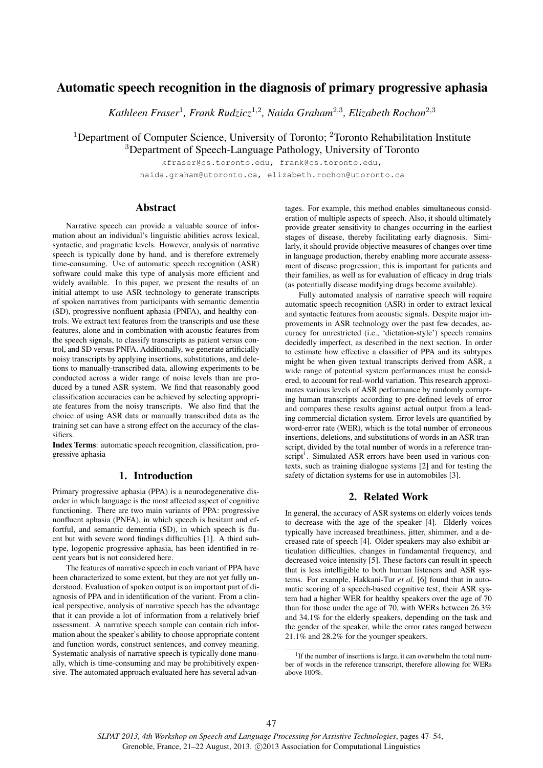# Automatic speech recognition in the diagnosis of primary progressive aphasia

*Kathleen Fraser*[1], *Frank Rudzicz*[1,2], *Naida Graham*[2,3], *Elizabeth Rochon*[2,3]

[1]Department of Computer Science, University of Toronto; [2]Toronto Rehabilitation Institute
[3]Department of Speech-Language Pathology, University of Toronto

kfraser@cs.toronto.edu, frank@cs.toronto.edu,
naida.graham@utoronto.ca, elizabeth.rochon@utoronto.ca

## Abstract

Narrative speech can provide a valuable source of information about an individual's linguistic abilities across lexical, syntactic, and pragmatic levels. However, analysis of narrative speech is typically done by hand, and is therefore extremely time-consuming. Use of automatic speech recognition (ASR) software could make this type of analysis more efficient and widely available. In this paper, we present the results of an initial attempt to use ASR technology to generate transcripts of spoken narratives from participants with semantic dementia (SD), progressive nonfluent aphasia (PNFA), and healthy controls. We extract text features from the transcripts and use these features, alone and in combination with acoustic features from the speech signals, to classify transcripts as patient versus control, and SD versus PNFA. Additionally, we generate artificially noisy transcripts by applying insertions, substitutions, and deletions to manually-transcribed data, allowing experiments to be conducted across a wider range of noise levels than are produced by a tuned ASR system. We find that reasonably good classification accuracies can be achieved by selecting appropriate features from the noisy transcripts. We also find that the choice of using ASR data or manually transcribed data as the training set can have a strong effect on the accuracy of the classifiers.

**Index Terms**: automatic speech recognition, classification, progressive aphasia

## 1. Introduction

Primary progressive aphasia (PPA) is a neurodegenerative disorder in which language is the most affected aspect of cognitive functioning. There are two main variants of PPA: progressive nonfluent aphasia (PNFA), in which speech is hesitant and effortful, and semantic dementia (SD), in which speech is fluent but with severe word findings difficulties [1]. A third subtype, logopenic progressive aphasia, has been identified in recent years but is not considered here.

The features of narrative speech in each variant of PPA have been characterized to some extent, but they are not yet fully understood. Evaluation of spoken output is an important part of diagnosis of PPA and in identification of the variant. From a clinical perspective, analysis of narrative speech has the advantage that it can provide a lot of information from a relatively brief assessment. A narrative speech sample can contain rich information about the speaker's ability to choose appropriate content and function words, construct sentences, and convey meaning. Systematic analysis of narrative speech is typically done manually, which is time-consuming and may be prohibitively expensive. The automated approach evaluated here has several advantages. For example, this method enables simultaneous consideration of multiple aspects of speech. Also, it should ultimately provide greater sensitivity to changes occurring in the earliest stages of disease, thereby facilitating early diagnosis. Similarly, it should provide objective measures of changes over time in language production, thereby enabling more accurate assessment of disease progression; this is important for patients and their families, as well as for evaluation of efficacy in drug trials (as potentially disease modifying drugs become available).

Fully automated analysis of narrative speech will require automatic speech recognition (ASR) in order to extract lexical and syntactic features from acoustic signals. Despite major improvements in ASR technology over the past few decades, accuracy for unrestricted (i.e., 'dictation-style') speech remains decidedly imperfect, as described in the next section. In order to estimate how effective a classifier of PPA and its subtypes might be when given textual transcripts derived from ASR, a wide range of potential system performances must be considered, to account for real-world variation. This research approximates various levels of ASR performance by randomly corrupting human transcripts according to pre-defined levels of error and compares these results against actual output from a leading commercial dictation system. Error levels are quantified by word-error rate (WER), which is the total number of erroneous insertions, deletions, and substitutions of words in an ASR transcript, divided by the total number of words in a reference transcript[1]. Simulated ASR errors have been used in various contexts, such as training dialogue systems [2] and for testing the safety of dictation systems for use in automobiles [3].

## 2. Related Work

In general, the accuracy of ASR systems on elderly voices tends to decrease with the age of the speaker [4]. Elderly voices typically have increased breathiness, jitter, shimmer, and a decreased rate of speech [4]. Older speakers may also exhibit articulation difficulties, changes in fundamental frequency, and decreased voice intensity [5]. These factors can result in speech that is less intelligible to both human listeners and ASR systems. For example, Hakkani-Tur *et al.* [6] found that in automatic scoring of a speech-based cognitive test, their ASR system had a higher WER for healthy speakers over the age of 70 than for those under the age of 70, with WERs between 26.3% and 34.1% for the elderly speakers, depending on the task and the gender of the speaker, while the error rates ranged between 21.1% and 28.2% for the younger speakers.

[1]If the number of insertions is large, it can overwhelm the total number of words in the reference transcript, therefore allowing for WERs above 100%.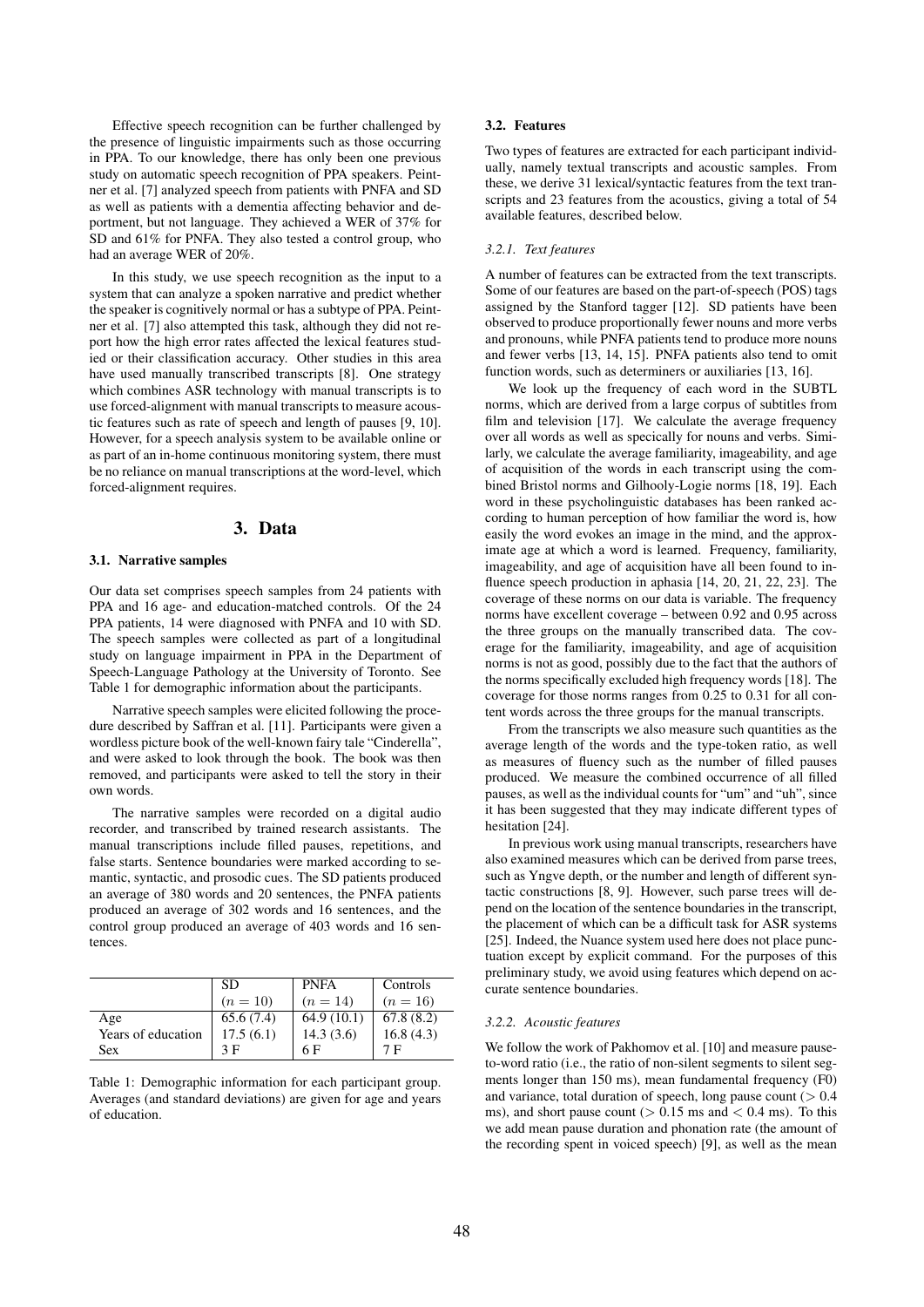Effective speech recognition can be further challenged by the presence of linguistic impairments such as those occurring in PPA. To our knowledge, there has only been one previous study on automatic speech recognition of PPA speakers. Peintner et al. [7] analyzed speech from patients with PNFA and SD as well as patients with a dementia affecting behavior and deportment, but not language. They achieved a WER of 37% for SD and 61% for PNFA. They also tested a control group, who had an average WER of 20%.

In this study, we use speech recognition as the input to a system that can analyze a spoken narrative and predict whether the speaker is cognitively normal or has a subtype of PPA. Peintner et al. [7] also attempted this task, although they did not report how the high error rates affected the lexical features studied or their classification accuracy. Other studies in this area have used manually transcribed transcripts [8]. One strategy which combines ASR technology with manual transcripts is to use forced-alignment with manual transcripts to measure acoustic features such as rate of speech and length of pauses [9, 10]. However, for a speech analysis system to be available online or as part of an in-home continuous monitoring system, there must be no reliance on manual transcriptions at the word-level, which forced-alignment requires.

# 3. Data

### 3.1. Narrative samples

Our data set comprises speech samples from 24 patients with PPA and 16 age- and education-matched controls. Of the 24 PPA patients, 14 were diagnosed with PNFA and 10 with SD. The speech samples were collected as part of a longitudinal study on language impairment in PPA in the Department of Speech-Language Pathology at the University of Toronto. See Table 1 for demographic information about the participants.

Narrative speech samples were elicited following the procedure described by Saffran et al. [11]. Participants were given a wordless picture book of the well-known fairy tale "Cinderella", and were asked to look through the book. The book was then removed, and participants were asked to tell the story in their own words.

The narrative samples were recorded on a digital audio recorder, and transcribed by trained research assistants. The manual transcriptions include filled pauses, repetitions, and false starts. Sentence boundaries were marked according to semantic, syntactic, and prosodic cues. The SD patients produced an average of 380 words and 20 sentences, the PNFA patients produced an average of 302 words and 16 sentences, and the control group produced an average of 403 words and 16 sentences.

| | SD ($n = 10$) | PNFA ($n = 14$) | Controls ($n = 16$) |
|---|---|---|---|
| Age | 65.6 (7.4) | 64.9 (10.1) | 67.8 (8.2) |
| Years of education | 17.5 (6.1) | 14.3 (3.6) | 16.8 (4.3) |
| Sex | 3 F | 6 F | 7 F |

Table 1: Demographic information for each participant group. Averages (and standard deviations) are given for age and years of education.

### 3.2. Features

Two types of features are extracted for each participant individually, namely textual transcripts and acoustic samples. From these, we derive 31 lexical/syntactic features from the text transcripts and 23 features from the acoustics, giving a total of 54 available features, described below.

#### *3.2.1. Text features*

A number of features can be extracted from the text transcripts. Some of our features are based on the part-of-speech (POS) tags assigned by the Stanford tagger [12]. SD patients have been observed to produce proportionally fewer nouns and more verbs and pronouns, while PNFA patients tend to produce more nouns and fewer verbs [13, 14, 15]. PNFA patients also tend to omit function words, such as determiners or auxiliaries [13, 16].

We look up the frequency of each word in the SUBTL norms, which are derived from a large corpus of subtitles from film and television [17]. We calculate the average frequency over all words as well as specically for nouns and verbs. Similarly, we calculate the average familiarity, imageability, and age of acquisition of the words in each transcript using the combined Bristol norms and Gilhooly-Logie norms [18, 19]. Each word in these psycholinguistic databases has been ranked according to human perception of how familiar the word is, how easily the word evokes an image in the mind, and the approximate age at which a word is learned. Frequency, familiarity, imageability, and age of acquisition have all been found to influence speech production in aphasia [14, 20, 21, 22, 23]. The coverage of these norms on our data is variable. The frequency norms have excellent coverage – between 0.92 and 0.95 across the three groups on the manually transcribed data. The coverage for the familiarity, imageability, and age of acquisition norms is not as good, possibly due to the fact that the authors of the norms specifically excluded high frequency words [18]. The coverage for those norms ranges from 0.25 to 0.31 for all content words across the three groups for the manual transcripts.

From the transcripts we also measure such quantities as the average length of the words and the type-token ratio, as well as measures of fluency such as the number of filled pauses produced. We measure the combined occurrence of all filled pauses, as well as the individual counts for "um" and "uh", since it has been suggested that they may indicate different types of hesitation [24].

In previous work using manual transcripts, researchers have also examined measures which can be derived from parse trees, such as Yngve depth, or the number and length of different syntactic constructions [8, 9]. However, such parse trees will depend on the location of the sentence boundaries in the transcript, the placement of which can be a difficult task for ASR systems [25]. Indeed, the Nuance system used here does not place punctuation except by explicit command. For the purposes of this preliminary study, we avoid using features which depend on accurate sentence boundaries.

#### *3.2.2. Acoustic features*

We follow the work of Pakhomov et al. [10] and measure pause-to-word ratio (i.e., the ratio of non-silent segments to silent segments longer than 150 ms), mean fundamental frequency (F0) and variance, total duration of speech, long pause count ($> 0.4$ ms), and short pause count ($> 0.15$ ms and $< 0.4$ ms). To this we add mean pause duration and phonation rate (the amount of the recording spent in voiced speech) [9], as well as the mean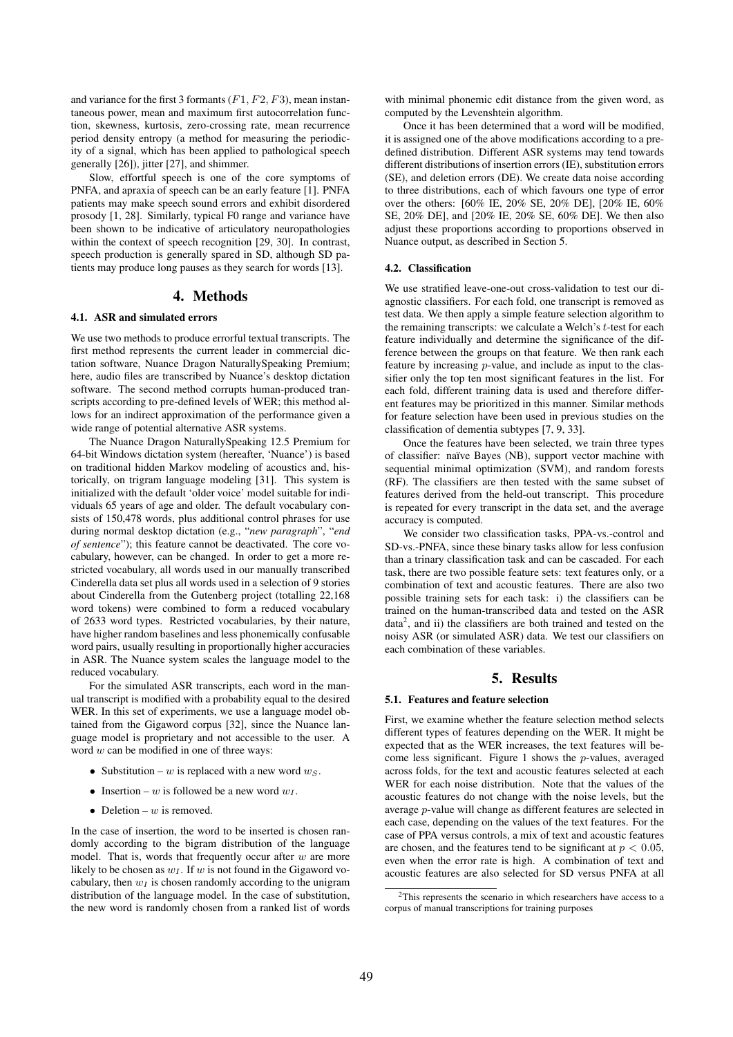and variance for the first 3 formants ($F1$, $F2$, $F3$), mean instantaneous power, mean and maximum first autocorrelation function, skewness, kurtosis, zero-crossing rate, mean recurrence period density entropy (a method for measuring the periodicity of a signal, which has been applied to pathological speech generally [26]), jitter [27], and shimmer.

Slow, effortful speech is one of the core symptoms of PNFA, and apraxia of speech can be an early feature [1]. PNFA patients may make speech sound errors and exhibit disordered prosody [1, 28]. Similarly, typical F0 range and variance have been shown to be indicative of articulatory neuropathologies within the context of speech recognition [29, 30]. In contrast, speech production is generally spared in SD, although SD patients may produce long pauses as they search for words [13].

## 4. Methods

### 4.1. ASR and simulated errors

We use two methods to produce errorful textual transcripts. The first method represents the current leader in commercial dictation software, Nuance Dragon NaturallySpeaking Premium; here, audio files are transcribed by Nuance's desktop dictation software. The second method corrupts human-produced transcripts according to pre-defined levels of WER; this method allows for an indirect approximation of the performance given a wide range of potential alternative ASR systems.

The Nuance Dragon NaturallySpeaking 12.5 Premium for 64-bit Windows dictation system (hereafter, 'Nuance') is based on traditional hidden Markov modeling of acoustics and, historically, on trigram language modeling [31]. This system is initialized with the default 'older voice' model suitable for individuals 65 years of age and older. The default vocabulary consists of 150,478 words, plus additional control phrases for use during normal desktop dictation (e.g., "*new paragraph*", "*end of sentence*"); this feature cannot be deactivated. The core vocabulary, however, can be changed. In order to get a more restricted vocabulary, all words used in our manually transcribed Cinderella data set plus all words used in a selection of 9 stories about Cinderella from the Gutenberg project (totalling 22,168 word tokens) were combined to form a reduced vocabulary of 2633 word types. Restricted vocabularies, by their nature, have higher random baselines and less phonemically confusable word pairs, usually resulting in proportionally higher accuracies in ASR. The Nuance system scales the language model to the reduced vocabulary.

For the simulated ASR transcripts, each word in the manual transcript is modified with a probability equal to the desired WER. In this set of experiments, we use a language model obtained from the Gigaword corpus [32], since the Nuance language model is proprietary and not accessible to the user. A word $w$ can be modified in one of three ways:

- Substitution – $w$ is replaced with a new word $w_S$.
- Insertion – $w$ is followed be a new word $w_I$.
- Deletion – $w$ is removed.

In the case of insertion, the word to be inserted is chosen randomly according to the bigram distribution of the language model. That is, words that frequently occur after $w$ are more likely to be chosen as $w_I$. If $w$ is not found in the Gigaword vocabulary, then $w_I$ is chosen randomly according to the unigram distribution of the language model. In the case of substitution, the new word is randomly chosen from a ranked list of words with minimal phonemic edit distance from the given word, as computed by the Levenshtein algorithm.

Once it has been determined that a word will be modified, it is assigned one of the above modifications according to a predefined distribution. Different ASR systems may tend towards different distributions of insertion errors (IE), substitution errors (SE), and deletion errors (DE). We create data noise according to three distributions, each of which favours one type of error over the others: [60% IE, 20% SE, 20% DE], [20% IE, 60% SE, 20% DE], and [20% IE, 20% SE, 60% DE]. We then also adjust these proportions according to proportions observed in Nuance output, as described in Section 5.

### 4.2. Classification

We use stratified leave-one-out cross-validation to test our diagnostic classifiers. For each fold, one transcript is removed as test data. We then apply a simple feature selection algorithm to the remaining transcripts: we calculate a Welch's $t$-test for each feature individually and determine the significance of the difference between the groups on that feature. We then rank each feature by increasing $p$-value, and include as input to the classifier only the top ten most significant features in the list. For each fold, different training data is used and therefore different features may be prioritized in this manner. Similar methods for feature selection have been used in previous studies on the classification of dementia subtypes [7, 9, 33].

Once the features have been selected, we train three types of classifier: naïve Bayes (NB), support vector machine with sequential minimal optimization (SVM), and random forests (RF). The classifiers are then tested with the same subset of features derived from the held-out transcript. This procedure is repeated for every transcript in the data set, and the average accuracy is computed.

We consider two classification tasks, PPA-vs.-control and SD-vs.-PNFA, since these binary tasks allow for less confusion than a trinary classification task and can be cascaded. For each task, there are two possible feature sets: text features only, or a combination of text and acoustic features. There are also two possible training sets for each task: i) the classifiers can be trained on the human-transcribed data and tested on the ASR data[2], and ii) the classifiers are both trained and tested on the noisy ASR (or simulated ASR) data. We test our classifiers on each combination of these variables.

## 5. Results

### 5.1. Features and feature selection

First, we examine whether the feature selection method selects different types of features depending on the WER. It might be expected that as the WER increases, the text features will become less significant. Figure 1 shows the $p$-values, averaged across folds, for the text and acoustic features selected at each WER for each noise distribution. Note that the values of the acoustic features do not change with the noise levels, but the average $p$-value will change as different features are selected in each case, depending on the values of the text features. For the case of PPA versus controls, a mix of text and acoustic features are chosen, and the features tend to be significant at $p < 0.05$, even when the error rate is high. A combination of text and acoustic features are also selected for SD versus PNFA at all

[2] This represents the scenario in which researchers have access to a corpus of manual transcriptions for training purposes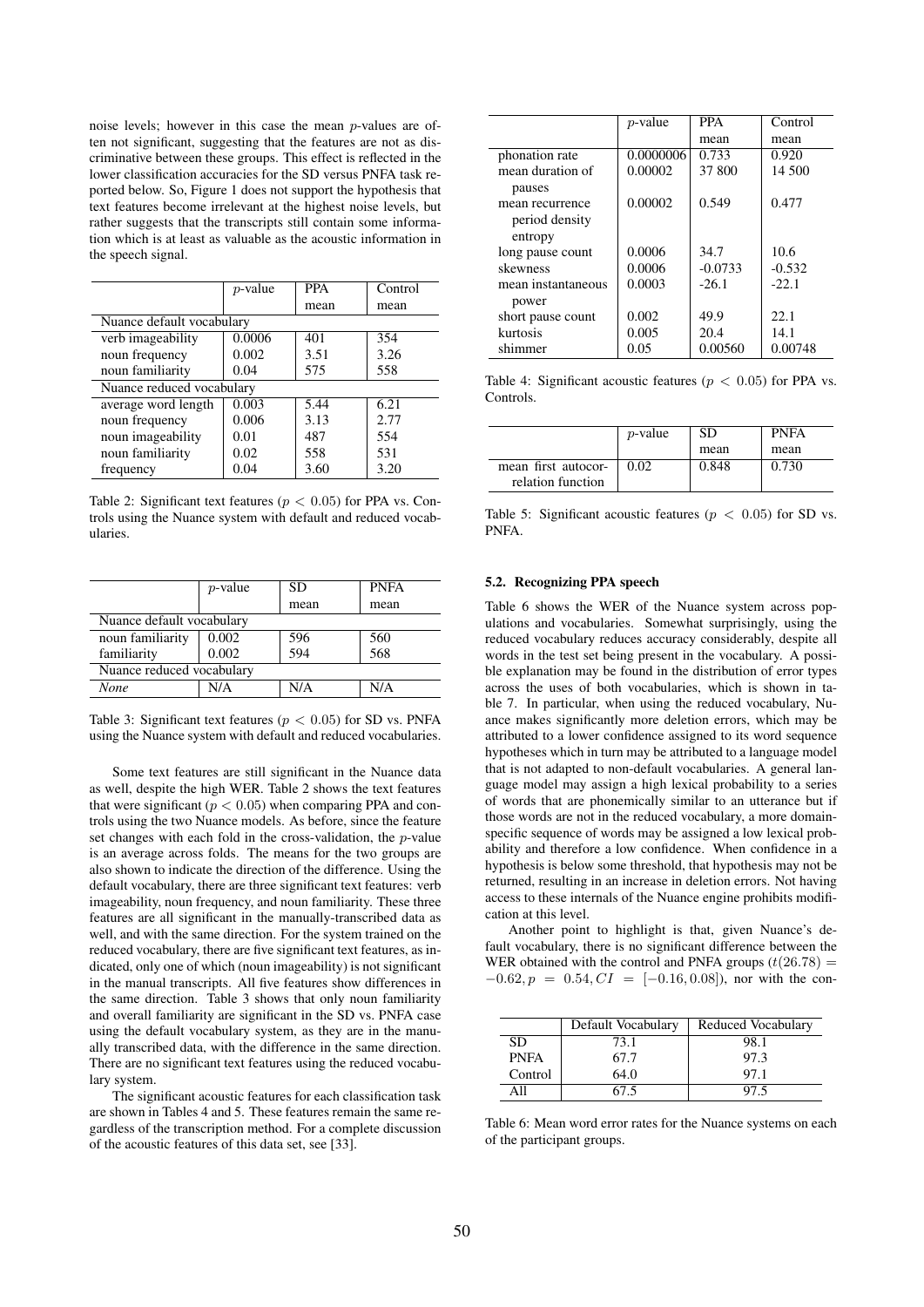noise levels; however in this case the mean $p$-values are often not significant, suggesting that the features are not as discriminative between these groups. This effect is reflected in the lower classification accuracies for the SD versus PNFA task reported below. So, Figure 1 does not support the hypothesis that text features become irrelevant at the highest noise levels, but rather suggests that the transcripts still contain some information which is at least as valuable as the acoustic information in the speech signal.

| | $p$-value | PPA mean | Control mean |
|---|---|---|---|
| Nuance default vocabulary | | | |
| verb imageability | 0.0006 | 401 | 354 |
| noun frequency | 0.002 | 3.51 | 3.26 |
| noun familiarity | 0.04 | 575 | 558 |
| Nuance reduced vocabulary | | | |
| average word length | 0.003 | 5.44 | 6.21 |
| noun frequency | 0.006 | 3.13 | 2.77 |
| noun imageability | 0.01 | 487 | 554 |
| noun familiarity | 0.02 | 558 | 531 |
| frequency | 0.04 | 3.60 | 3.20 |

Table 2: Significant text features ($p < 0.05$) for PPA vs. Controls using the Nuance system with default and reduced vocabularies.

| | $p$-value | SD mean | PNFA mean |
|---|---|---|---|
| Nuance default vocabulary | | | |
| noun familiarity | 0.002 | 596 | 560 |
| familiarity | 0.002 | 594 | 568 |
| Nuance reduced vocabulary | | | |
| *None* | N/A | N/A | N/A |

Table 3: Significant text features ($p < 0.05$) for SD vs. PNFA using the Nuance system with default and reduced vocabularies.

Some text features are still significant in the Nuance data as well, despite the high WER. Table 2 shows the text features that were significant ($p < 0.05$) when comparing PPA and controls using the two Nuance models. As before, since the feature set changes with each fold in the cross-validation, the $p$-value is an average across folds. The means for the two groups are also shown to indicate the direction of the difference. Using the default vocabulary, there are three significant text features: verb imageability, noun frequency, and noun familiarity. These three features are all significant in the manually-transcribed data as well, and with the same direction. For the system trained on the reduced vocabulary, there are five significant text features, as indicated, only one of which (noun imageability) is not significant in the manual transcripts. All five features show differences in the same direction. Table 3 shows that only noun familiarity and overall familiarity are significant in the SD vs. PNFA case using the default vocabulary system, as they are in the manually transcribed data, with the difference in the same direction. There are no significant text features using the reduced vocabulary system.

The significant acoustic features for each classification task are shown in Tables 4 and 5. These features remain the same regardless of the transcription method. For a complete discussion of the acoustic features of this data set, see [33].

| | $p$-value | PPA mean | Control mean |
|---|---|---|---|
| phonation rate | 0.0000006 | 0.733 | 0.920 |
| mean duration of pauses | 0.00002 | 37 800 | 14 500 |
| mean recurrence period density entropy | 0.00002 | 0.549 | 0.477 |
| long pause count | 0.0006 | 34.7 | 10.6 |
| skewness | 0.0006 | -0.0733 | -0.532 |
| mean instantaneous power | 0.0003 | -26.1 | -22.1 |
| short pause count | 0.002 | 49.9 | 22.1 |
| kurtosis | 0.005 | 20.4 | 14.1 |
| shimmer | 0.05 | 0.00560 | 0.00748 |

Table 4: Significant acoustic features ($p < 0.05$) for PPA vs. Controls.

| | $p$-value | SD mean | PNFA mean |
|---|---|---|---|
| mean first autocorrelation function | 0.02 | 0.848 | 0.730 |

Table 5: Significant acoustic features ($p < 0.05$) for SD vs. PNFA.

### 5.2. Recognizing PPA speech

Table 6 shows the WER of the Nuance system across populations and vocabularies. Somewhat surprisingly, using the reduced vocabulary reduces accuracy considerably, despite all words in the test set being present in the vocabulary. A possible explanation may be found in the distribution of error types across the uses of both vocabularies, which is shown in table 7. In particular, when using the reduced vocabulary, Nuance makes significantly more deletion errors, which may be attributed to a lower confidence assigned to its word sequence hypotheses which in turn may be attributed to a language model that is not adapted to non-default vocabularies. A general language model may assign a high lexical probability to a series of words that are phonemically similar to an utterance but if those words are not in the reduced vocabulary, a more domain-specific sequence of words may be assigned a low lexical probability and therefore a low confidence. When confidence in a hypothesis is below some threshold, that hypothesis may not be returned, resulting in an increase in deletion errors. Not having access to these internals of the Nuance engine prohibits modification at this level.

Another point to highlight is that, given Nuance's default vocabulary, there is no significant difference between the WER obtained with the control and PNFA groups ($t(26.78) = -0.62, p = 0.54, CI = [-0.16, 0.08]$), nor with the con-

| | Default Vocabulary | Reduced Vocabulary |
|---|---|---|
| SD | 73.1 | 98.1 |
| PNFA | 67.7 | 97.3 |
| Control | 64.0 | 97.1 |
| All | 67.5 | 97.5 |

Table 6: Mean word error rates for the Nuance systems on each of the participant groups.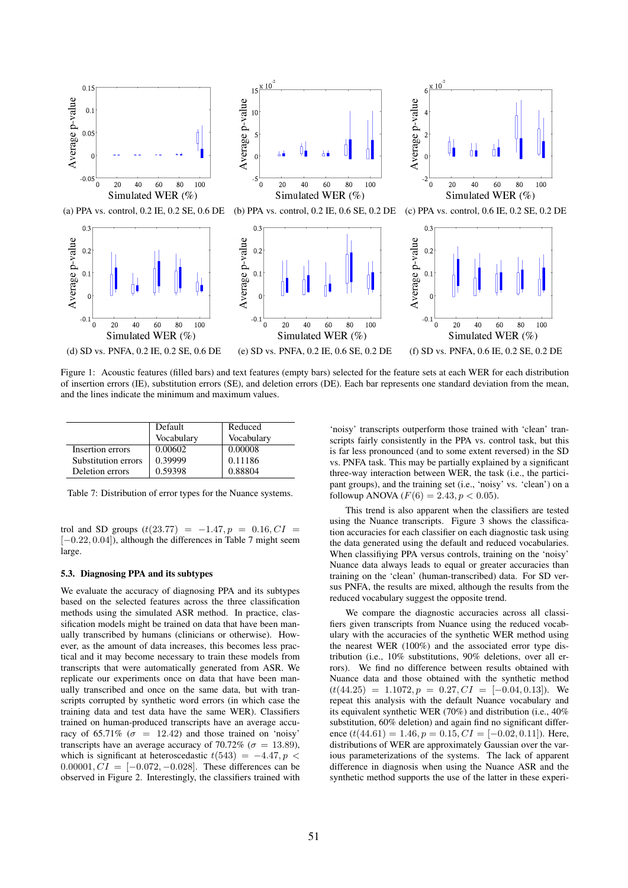(a) PPA vs. control, 0.2 IE, 0.2 SE, 0.6 DE (b) PPA vs. control, 0.2 IE, 0.6 SE, 0.2 DE (c) PPA vs. control, 0.6 IE, 0.2 SE, 0.2 DE

(d) SD vs. PNFA, 0.2 IE, 0.2 SE, 0.6 DE (e) SD vs. PNFA, 0.2 IE, 0.6 SE, 0.2 DE (f) SD vs. PNFA, 0.6 IE, 0.2 SE, 0.2 DE

Figure 1: Acoustic features (filled bars) and text features (empty bars) selected for the feature sets at each WER for each distribution of insertion errors (IE), substitution errors (SE), and deletion errors (DE). Each bar represents one standard deviation from the mean, and the lines indicate the minimum and maximum values.

|  | Default Vocabulary | Reduced Vocabulary |
|---|---|---|
| Insertion errors | 0.00602 | 0.00008 |
| Substitution errors | 0.39999 | 0.11186 |
| Deletion errors | 0.59398 | 0.88804 |

Table 7: Distribution of error types for the Nuance systems.

trol and SD groups ($t(23.77) = -1.47, p = 0.16, CI = [-0.22, 0.04]$), although the differences in Table 7 might seem large.

### 5.3. Diagnosing PPA and its subtypes

We evaluate the accuracy of diagnosing PPA and its subtypes based on the selected features across the three classification methods using the simulated ASR method. In practice, classification models might be trained on data that have been manually transcribed by humans (clinicians or otherwise). However, as the amount of data increases, this becomes less practical and it may become necessary to train these models from transcripts that were automatically generated from ASR. We replicate our experiments once on data that have been manually transcribed and once on the same data, but with transcripts corrupted by synthetic word errors (in which case the training data and test data have the same WER). Classifiers trained on human-produced transcripts have an average accuracy of 65.71% ($\sigma = 12.42$) and those trained on 'noisy' transcripts have an average accuracy of 70.72% ($\sigma = 13.89$), which is significant at heteroscedastic $t(543) = -4.47, p < 0.00001, CI = [-0.072, -0.028]$. These differences can be observed in Figure 2. Interestingly, the classifiers trained with 'noisy' transcripts outperform those trained with 'clean' transcripts fairly consistently in the PPA vs. control task, but this is far less pronounced (and to some extent reversed) in the SD vs. PNFA task. This may be partially explained by a significant three-way interaction between WER, the task (i.e., the participant groups), and the training set (i.e., 'noisy' vs. 'clean') on a followup ANOVA ($F(6) = 2.43, p < 0.05$).

This trend is also apparent when the classifiers are tested using the Nuance transcripts. Figure 3 shows the classification accuracies for each classifier on each diagnostic task using the data generated using the default and reduced vocabularies. When classifiying PPA versus controls, training on the 'noisy' Nuance data always leads to equal or greater accuracies than training on the 'clean' (human-transcribed) data. For SD versus PNFA, the results are mixed, although the results from the reduced vocabulary suggest the opposite trend.

We compare the diagnostic accuracies across all classifiers given transcripts from Nuance using the reduced vocabulary with the accuracies of the synthetic WER method using the nearest WER (100%) and the associated error type distribution (i.e., 10% substitutions, 90% deletions, over all errors). We find no difference between results obtained with Nuance data and those obtained with the synthetic method ($t(44.25) = 1.1072, p = 0.27, CI = [-0.04, 0.13]$). We repeat this analysis with the default Nuance vocabulary and its equivalent synthetic WER (70%) and distribution (i.e., 40% substitution, 60% deletion) and again find no significant difference ($t(44.61) = 1.46, p = 0.15, CI = [-0.02, 0.11]$). Here, distributions of WER are approximately Gaussian over the various parameterizations of the systems. The lack of apparent difference in diagnosis when using the Nuance ASR and the synthetic method supports the use of the latter in these experi-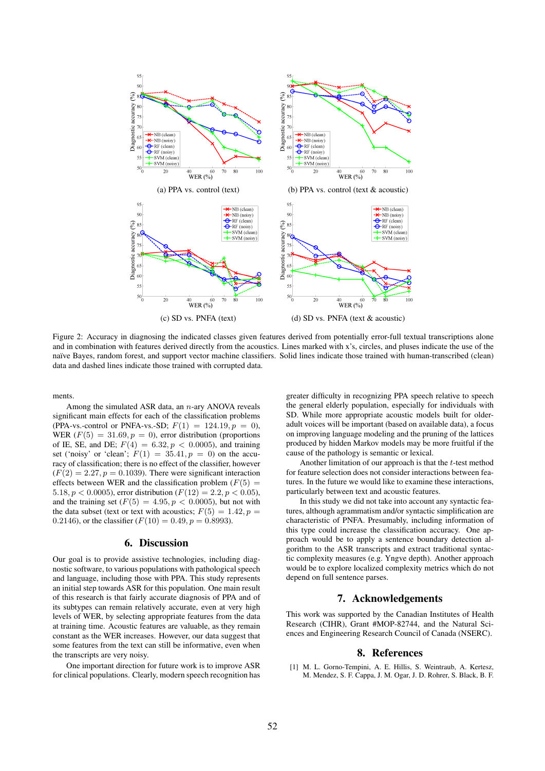(a) PPA vs. control (text)

(b) PPA vs. control (text & acoustic)

(c) SD vs. PNFA (text)

(d) SD vs. PNFA (text & acoustic)

Figure 2: Accuracy in diagnosing the indicated classes given features derived from potentially error-full textual transcriptions alone and in combination with features derived directly from the acoustics. Lines marked with x's, circles, and pluses indicate the use of the naïve Bayes, random forest, and support vector machine classifiers. Solid lines indicate those trained with human-transcribed (clean) data and dashed lines indicate those trained with corrupted data.

ments.

Among the simulated ASR data, an $n$-ary ANOVA reveals significant main effects for each of the classification problems (PPA-vs.-control or PNFA-vs.-SD; $F(1) = 124.19, p = 0$), WER ($F(5) = 31.69, p = 0$), error distribution (proportions of IE, SE, and DE; $F(4) = 6.32, p < 0.0005$), and training set ('noisy' or 'clean'; $F(1) = 35.41, p = 0$) on the accuracy of classification; there is no effect of the classifier, however ($F(2) = 2.27, p = 0.1039$). There were significant interaction effects between WER and the classification problem ($F(5) = 5.18, p < 0.0005$), error distribution ($F(12) = 2.2, p < 0.05$), and the training set ($F(5) = 4.95, p < 0.0005$), but not with the data subset (text or text with acoustics; $F(5) = 1.42, p = 0.2146$), or the classifier ($F(10) = 0.49, p = 0.8993$).

## 6. Discussion

Our goal is to provide assistive technologies, including diagnostic software, to various populations with pathological speech and language, including those with PPA. This study represents an initial step towards ASR for this population. One main result of this research is that fairly accurate diagnosis of PPA and of its subtypes can remain relatively accurate, even at very high levels of WER, by selecting appropriate features from the data at training time. Acoustic features are valuable, as they remain constant as the WER increases. However, our data suggest that some features from the text can still be informative, even when the transcripts are very noisy.

One important direction for future work is to improve ASR for clinical populations. Clearly, modern speech recognition has greater difficulty in recognizing PPA speech relative to speech the general elderly population, especially for individuals with SD. While more appropriate acoustic models built for older-adult voices will be important (based on available data), a focus on improving language modeling and the pruning of the lattices produced by hidden Markov models may be more fruitful if the cause of the pathology is semantic or lexical.

Another limitation of our approach is that the $t$-test method for feature selection does not consider interactions between features. In the future we would like to examine these interactions, particularly between text and acoustic features.

In this study we did not take into account any syntactic features, although agrammatism and/or syntactic simplification are characteristic of PNFA. Presumably, including information of this type could increase the classification accuracy. One approach would be to apply a sentence boundary detection algorithm to the ASR transcripts and extract traditional syntactic complexity measures (e.g. Yngve depth). Another approach would be to explore localized complexity metrics which do not depend on full sentence parses.

## 7. Acknowledgements

This work was supported by the Canadian Institutes of Health Research (CIHR), Grant #MOP-82744, and the Natural Sciences and Engineering Research Council of Canada (NSERC).

## 8. References

[1] M. L. Gorno-Tempini, A. E. Hillis, S. Weintraub, A. Kertesz, M. Mendez, S. F. Cappa, J. M. Ogar, J. D. Rohrer, S. Black, B. F.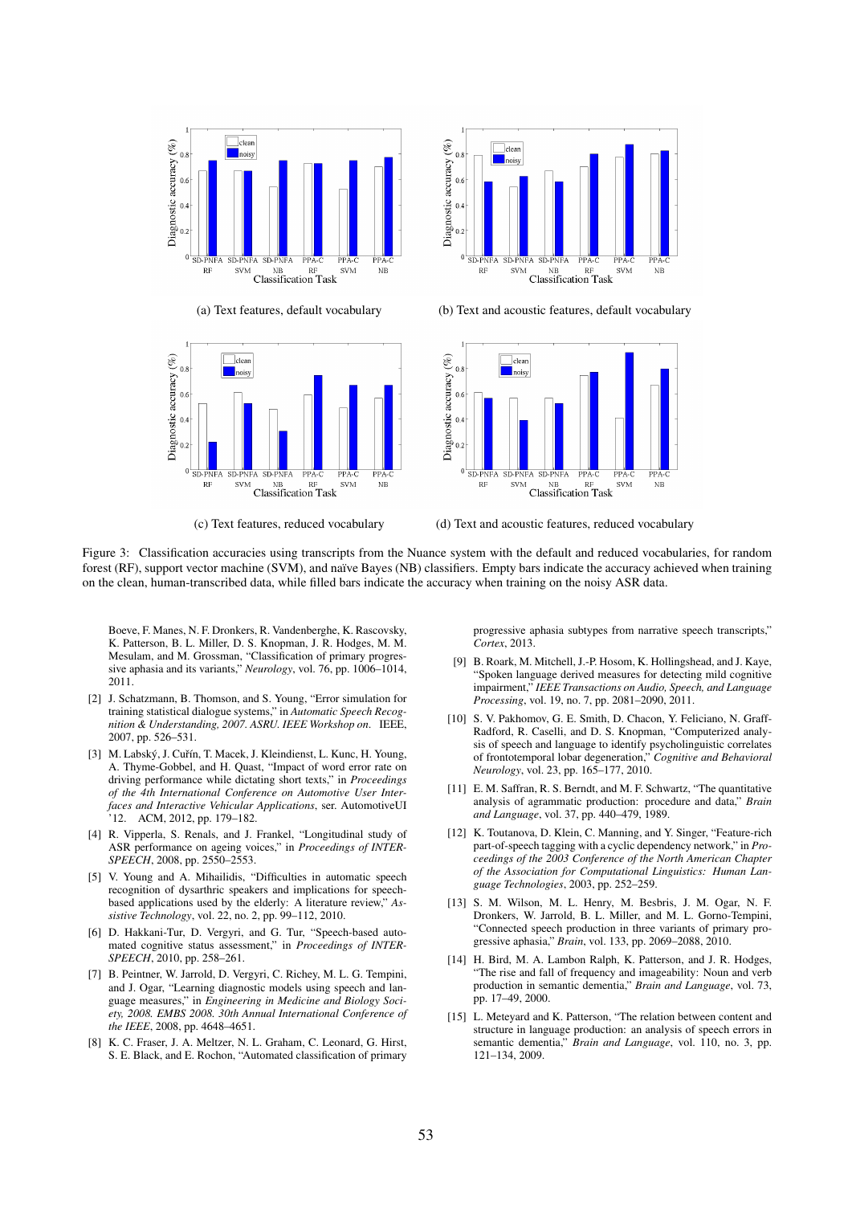(a) Text features, default vocabulary

(b) Text and acoustic features, default vocabulary

(c) Text features, reduced vocabulary

(d) Text and acoustic features, reduced vocabulary

Figure 3: Classification accuracies using transcripts from the Nuance system with the default and reduced vocabularies, for random forest (RF), support vector machine (SVM), and naïve Bayes (NB) classifiers. Empty bars indicate the accuracy achieved when training on the clean, human-transcribed data, while filled bars indicate the accuracy when training on the noisy ASR data.

Boeve, F. Manes, N. F. Dronkers, R. Vandenberghe, K. Rascovsky, K. Patterson, B. L. Miller, D. S. Knopman, J. R. Hodges, M. M. Mesulam, and M. Grossman, "Classification of primary progressive aphasia and its variants," *Neurology*, vol. 76, pp. 1006–1014, 2011.

[2] J. Schatzmann, B. Thomson, and S. Young, "Error simulation for training statistical dialogue systems," in *Automatic Speech Recognition & Understanding, 2007. ASRU. IEEE Workshop on*. IEEE, 2007, pp. 526–531.

[3] M. Labský, J. Cuřín, T. Macek, J. Kleindienst, L. Kunc, H. Young, A. Thyme-Gobbel, and H. Quast, "Impact of word error rate on driving performance while dictating short texts," in *Proceedings of the 4th International Conference on Automotive User Interfaces and Interactive Vehicular Applications*, ser. AutomotiveUI '12. ACM, 2012, pp. 179–182.

[4] R. Vipperla, S. Renals, and J. Frankel, "Longitudinal study of ASR performance on ageing voices," in *Proceedings of INTERSPEECH*, 2008, pp. 2550–2553.

[5] V. Young and A. Mihailidis, "Difficulties in automatic speech recognition of dysarthric speakers and implications for speech-based applications used by the elderly: A literature review," *Assistive Technology*, vol. 22, no. 2, pp. 99–112, 2010.

[6] D. Hakkani-Tur, D. Vergyri, and G. Tur, "Speech-based automated cognitive status assessment," in *Proceedings of INTERSPEECH*, 2010, pp. 258–261.

[7] B. Peintner, W. Jarrold, D. Vergyri, C. Richey, M. L. G. Tempini, and J. Ogar, "Learning diagnostic models using speech and language measures," in *Engineering in Medicine and Biology Society, 2008. EMBS 2008. 30th Annual International Conference of the IEEE*, 2008, pp. 4648–4651.

[8] K. C. Fraser, J. A. Meltzer, N. L. Graham, C. Leonard, G. Hirst, S. E. Black, and E. Rochon, "Automated classification of primary progressive aphasia subtypes from narrative speech transcripts," *Cortex*, 2013.

[9] B. Roark, M. Mitchell, J.-P. Hosom, K. Hollingshead, and J. Kaye, "Spoken language derived measures for detecting mild cognitive impairment," *IEEE Transactions on Audio, Speech, and Language Processing*, vol. 19, no. 7, pp. 2081–2090, 2011.

[10] S. V. Pakhomov, G. E. Smith, D. Chacon, Y. Feliciano, N. Graff-Radford, R. Caselli, and D. S. Knopman, "Computerized analysis of speech and language to identify psycholinguistic correlates of frontotemporal lobar degeneration," *Cognitive and Behavioral Neurology*, vol. 23, pp. 165–177, 2010.

[11] E. M. Saffran, R. S. Berndt, and M. F. Schwartz, "The quantitative analysis of agrammatic production: procedure and data," *Brain and Language*, vol. 37, pp. 440–479, 1989.

[12] K. Toutanova, D. Klein, C. Manning, and Y. Singer, "Feature-rich part-of-speech tagging with a cyclic dependency network," in *Proceedings of the 2003 Conference of the North American Chapter of the Association for Computational Linguistics: Human Language Technologies*, 2003, pp. 252–259.

[13] S. M. Wilson, M. L. Henry, M. Besbris, J. M. Ogar, N. F. Dronkers, W. Jarrold, B. L. Miller, and M. L. Gorno-Tempini, "Connected speech production in three variants of primary progressive aphasia," *Brain*, vol. 133, pp. 2069–2088, 2010.

[14] H. Bird, M. A. Lambon Ralph, K. Patterson, and J. R. Hodges, "The rise and fall of frequency and imageability: Noun and verb production in semantic dementia," *Brain and Language*, vol. 73, pp. 17–49, 2000.

[15] L. Meteyard and K. Patterson, "The relation between content and structure in language production: an analysis of speech errors in semantic dementia," *Brain and Language*, vol. 110, no. 3, pp. 121–134, 2009.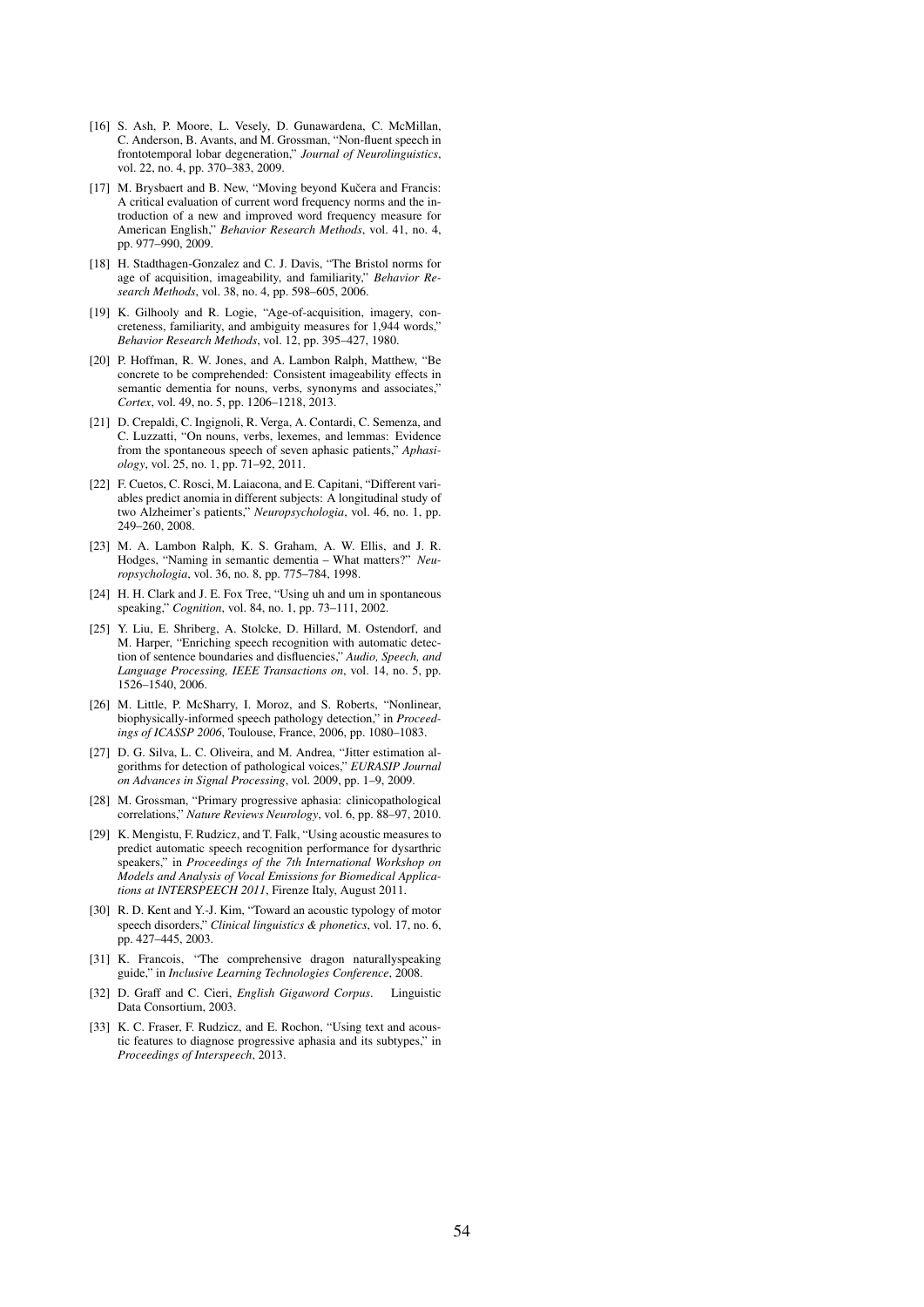[16] S. Ash, P. Moore, L. Vesely, D. Gunawardena, C. McMillan, C. Anderson, B. Avants, and M. Grossman, "Non-fluent speech in frontotemporal lobar degeneration," *Journal of Neurolinguistics*, vol. 22, no. 4, pp. 370–383, 2009.

[17] M. Brysbaert and B. New, "Moving beyond Kučera and Francis: A critical evaluation of current word frequency norms and the introduction of a new and improved word frequency measure for American English," *Behavior Research Methods*, vol. 41, no. 4, pp. 977–990, 2009.

[18] H. Stadthagen-Gonzalez and C. J. Davis, "The Bristol norms for age of acquisition, imageability, and familiarity," *Behavior Research Methods*, vol. 38, no. 4, pp. 598–605, 2006.

[19] K. Gilhooly and R. Logie, "Age-of-acquisition, imagery, concreteness, familiarity, and ambiguity measures for 1,944 words," *Behavior Research Methods*, vol. 12, pp. 395–427, 1980.

[20] P. Hoffman, R. W. Jones, and A. Lambon Ralph, Matthew, "Be concrete to be comprehended: Consistent imageability effects in semantic dementia for nouns, verbs, synonyms and associates," *Cortex*, vol. 49, no. 5, pp. 1206–1218, 2013.

[21] D. Crepaldi, C. Ingignoli, R. Verga, A. Contardi, C. Semenza, and C. Luzzatti, "On nouns, verbs, lexemes, and lemmas: Evidence from the spontaneous speech of seven aphasic patients," *Aphasiology*, vol. 25, no. 1, pp. 71–92, 2011.

[22] F. Cuetos, C. Rosci, M. Laiacona, and E. Capitani, "Different variables predict anomia in different subjects: A longitudinal study of two Alzheimer's patients," *Neuropsychologia*, vol. 46, no. 1, pp. 249–260, 2008.

[23] M. A. Lambon Ralph, K. S. Graham, A. W. Ellis, and J. R. Hodges, "Naming in semantic dementia – What matters?" *Neuropsychologia*, vol. 36, no. 8, pp. 775–784, 1998.

[24] H. H. Clark and J. E. Fox Tree, "Using uh and um in spontaneous speaking," *Cognition*, vol. 84, no. 1, pp. 73–111, 2002.

[25] Y. Liu, E. Shriberg, A. Stolcke, D. Hillard, M. Ostendorf, and M. Harper, "Enriching speech recognition with automatic detection of sentence boundaries and disfluencies," *Audio, Speech, and Language Processing, IEEE Transactions on*, vol. 14, no. 5, pp. 1526–1540, 2006.

[26] M. Little, P. McSharry, I. Moroz, and S. Roberts, "Nonlinear, biophysically-informed speech pathology detection," in *Proceedings of ICASSP 2006*, Toulouse, France, 2006, pp. 1080–1083.

[27] D. G. Silva, L. C. Oliveira, and M. Andrea, "Jitter estimation algorithms for detection of pathological voices," *EURASIP Journal on Advances in Signal Processing*, vol. 2009, pp. 1–9, 2009.

[28] M. Grossman, "Primary progressive aphasia: clinicopathological correlations," *Nature Reviews Neurology*, vol. 6, pp. 88–97, 2010.

[29] K. Mengistu, F. Rudzicz, and T. Falk, "Using acoustic measures to predict automatic speech recognition performance for dysarthric speakers," in *Proceedings of the 7th International Workshop on Models and Analysis of Vocal Emissions for Biomedical Applications at INTERSPEECH 2011*, Firenze Italy, August 2011.

[30] R. D. Kent and Y.-J. Kim, "Toward an acoustic typology of motor speech disorders," *Clinical linguistics & phonetics*, vol. 17, no. 6, pp. 427–445, 2003.

[31] K. Francois, "The comprehensive dragon naturallyspeaking guide," in *Inclusive Learning Technologies Conference*, 2008.

[32] D. Graff and C. Cieri, *English Gigaword Corpus*. Linguistic Data Consortium, 2003.

[33] K. C. Fraser, F. Rudzicz, and E. Rochon, "Using text and acoustic features to diagnose progressive aphasia and its subtypes," in *Proceedings of Interspeech*, 2013.